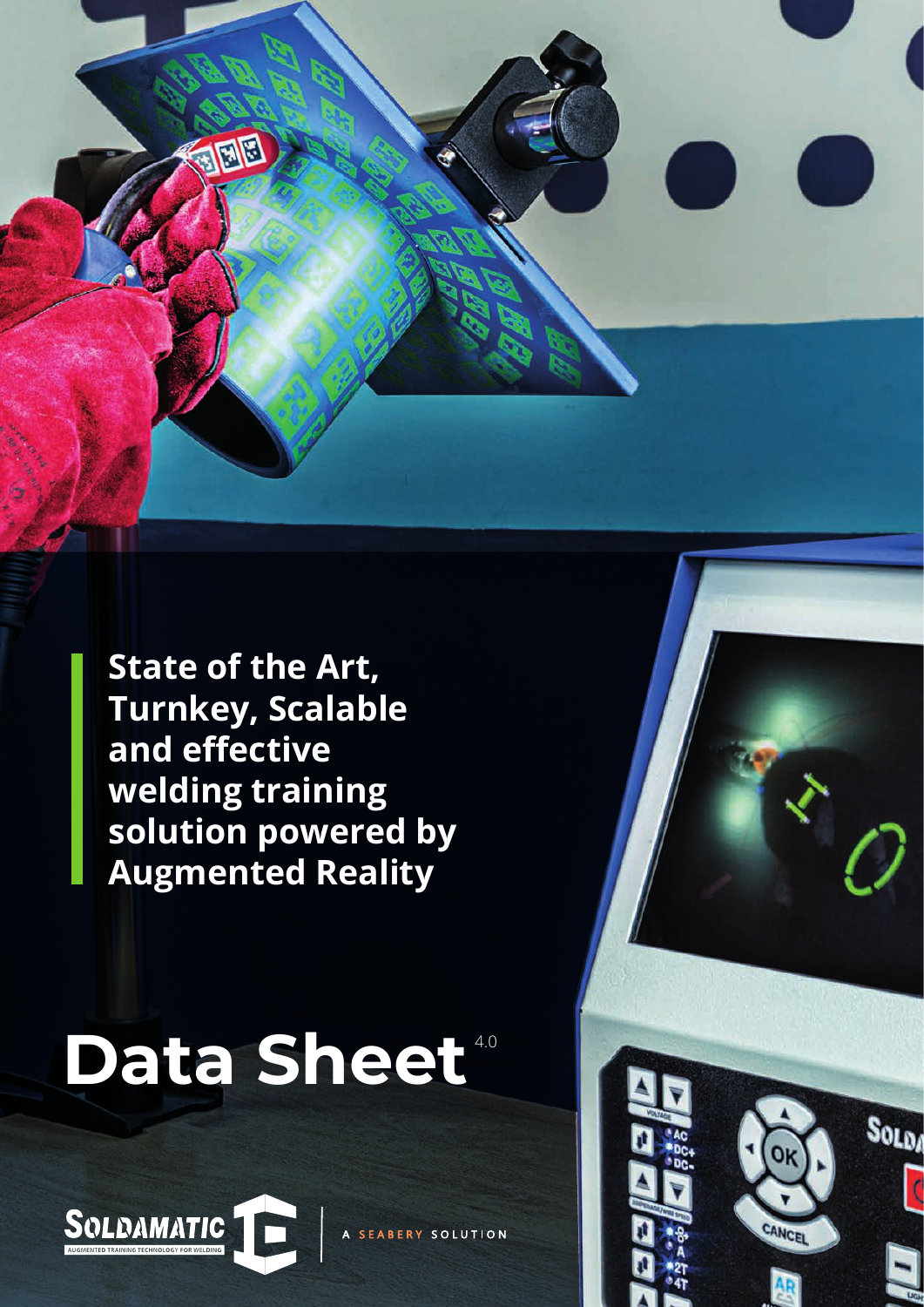**State of the Art, Turnkey, Scalable and effective welding training solution powered by Augmented Reality**

# Data Sheet 4.0

SOLDAMATIC
AUGMENTED TRAINING TECHNOLOGY FOR WELDING

A SEABERY SOLUTION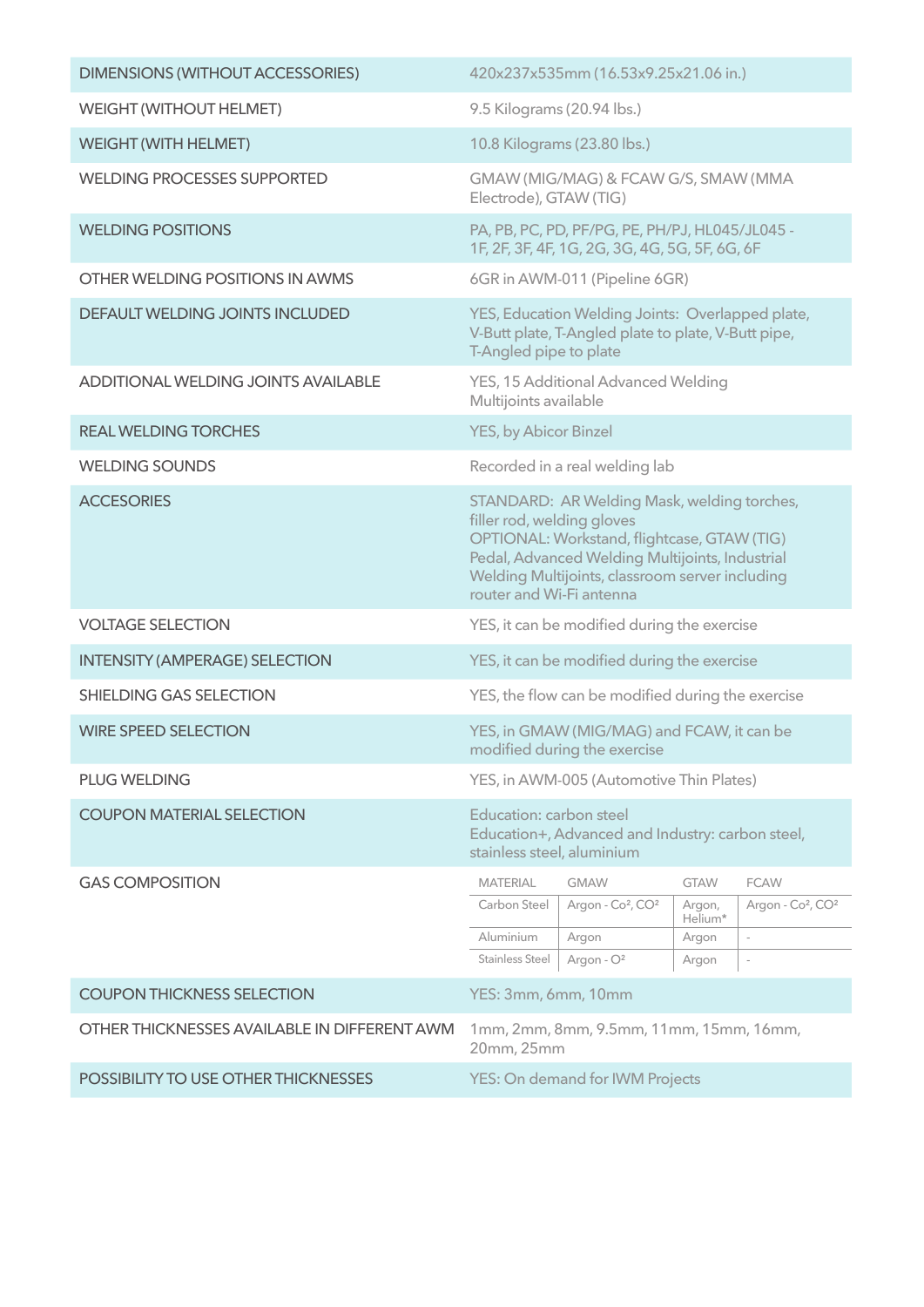| | |
|---|---|
| DIMENSIONS (WITHOUT ACCESSORIES) | 420x237x535mm (16.53x9.25x21.06 in.) |
| WEIGHT (WITHOUT HELMET) | 9.5 Kilograms (20.94 lbs.) |
| WEIGHT (WITH HELMET) | 10.8 Kilograms (23.80 lbs.) |
| WELDING PROCESSES SUPPORTED | GMAW (MIG/MAG) & FCAW G/S, SMAW (MMA Electrode), GTAW (TIG) |
| WELDING POSITIONS | PA, PB, PC, PD, PF/PG, PE, PH/PJ, HL045/JL045 - 1F, 2F, 3F, 4F, 1G, 2G, 3G, 4G, 5G, 5F, 6G, 6F |
| OTHER WELDING POSITIONS IN AWMS | 6GR in AWM-011 (Pipeline 6GR) |
| DEFAULT WELDING JOINTS INCLUDED | YES, Education Welding Joints: Overlapped plate, V-Butt plate, T-Angled plate to plate, V-Butt pipe, T-Angled pipe to plate |
| ADDITIONAL WELDING JOINTS AVAILABLE | YES, 15 Additional Advanced Welding Multijoints available |
| REAL WELDING TORCHES | YES, by Abicor Binzel |
| WELDING SOUNDS | Recorded in a real welding lab |
| ACCESORIES | STANDARD: AR Welding Mask, welding torches, filler rod, welding gloves<br>OPTIONAL: Workstand, flightcase, GTAW (TIG) Pedal, Advanced Welding Multijoints, Industrial Welding Multijoints, classroom server including router and Wi-Fi antenna |
| VOLTAGE SELECTION | YES, it can be modified during the exercise |
| INTENSITY (AMPERAGE) SELECTION | YES, it can be modified during the exercise |
| SHIELDING GAS SELECTION | YES, the flow can be modified during the exercise |
| WIRE SPEED SELECTION | YES, in GMAW (MIG/MAG) and FCAW, it can be modified during the exercise |
| PLUG WELDING | YES, in AWM-005 (Automotive Thin Plates) |
| COUPON MATERIAL SELECTION | Education: carbon steel<br>Education+, Advanced and Industry: carbon steel, stainless steel, aluminium |
| GAS COMPOSITION | (see table below) |
| COUPON THICKNESS SELECTION | YES: 3mm, 6mm, 10mm |
| OTHER THICKNESSES AVAILABLE IN DIFFERENT AWM | 1mm, 2mm, 8mm, 9.5mm, 11mm, 15mm, 16mm, 20mm, 25mm |
| POSSIBILITY TO USE OTHER THICKNESSES | YES: On demand for IWM Projects |

GAS COMPOSITION

| MATERIAL | GMAW | GTAW | FCAW |
|---|---|---|---|
| Carbon Steel | Argon - $Co^2$, $CO^2$ | Argon, Helium* | Argon - $Co^2$, $CO^2$ |
| Aluminium | Argon | Argon | - |
| Stainless Steel | Argon - $O^2$ | Argon | - |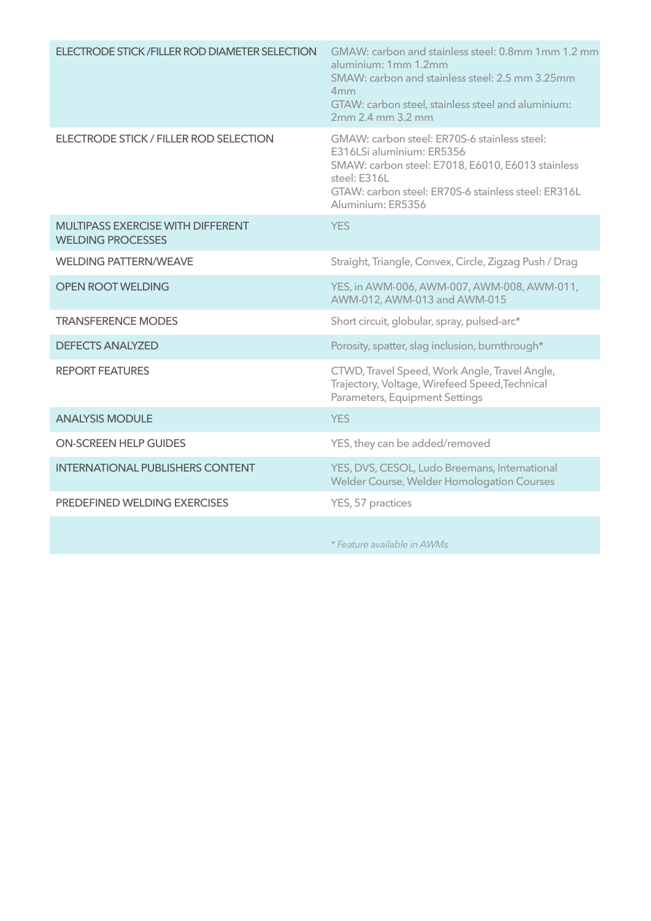| | |
|---|---|
| ELECTRODE STICK /FILLER ROD DIAMETER SELECTION | GMAW: carbon and stainless steel: 0.8mm 1mm 1.2 mm aluminium: 1mm 1.2mm<br>SMAW: carbon and stainless steel: 2.5 mm 3.25mm 4mm<br>GTAW: carbon steel, stainless steel and aluminium: 2mm 2.4 mm 3.2 mm |
| ELECTRODE STICK / FILLER ROD SELECTION | GMAW: carbon steel: ER70S-6 stainless steel: E316LSi aluminium: ER5356<br>SMAW: carbon steel: E7018, E6010, E6013 stainless steel: E316L<br>GTAW: carbon steel: ER70S-6 stainless steel: ER316L Aluminium: ER5356 |
| MULTIPASS EXERCISE WITH DIFFERENT WELDING PROCESSES | YES |
| WELDING PATTERN/WEAVE | Straight, Triangle, Convex, Circle, Zigzag Push / Drag |
| OPEN ROOT WELDING | YES, in AWM-006, AWM-007, AWM-008, AWM-011, AWM-012, AWM-013 and AWM-015 |
| TRANSFERENCE MODES | Short circuit, globular, spray, pulsed-arc* |
| DEFECTS ANALYZED | Porosity, spatter, slag inclusion, burnthrough* |
| REPORT FEATURES | CTWD, Travel Speed, Work Angle, Travel Angle, Trajectory, Voltage, Wirefeed Speed,Technical Parameters, Equipment Settings |
| ANALYSIS MODULE | YES |
| ON-SCREEN HELP GUIDES | YES, they can be added/removed |
| INTERNATIONAL PUBLISHERS CONTENT | YES, DVS, CESOL, Ludo Breemans, International Welder Course, Welder Homologation Courses |
| PREDEFINED WELDING EXERCISES | YES, 57 practices |
| | *\* Feature available in AWMs* |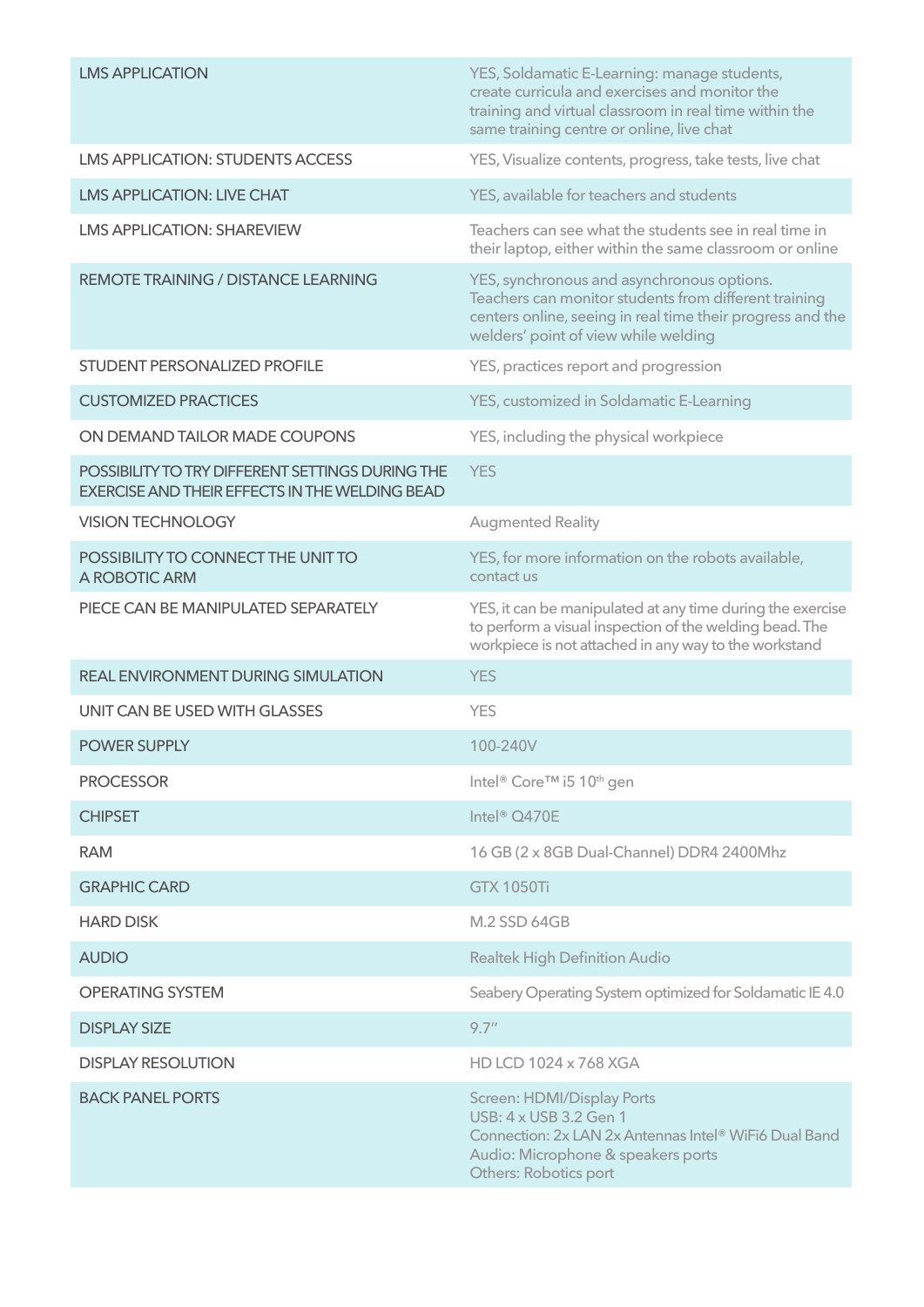| | |
|---|---|
| LMS APPLICATION | YES, Soldamatic E-Learning: manage students, create curricula and exercises and monitor the training and virtual classroom in real time within the same training centre or online, live chat |
| LMS APPLICATION: STUDENTS ACCESS | YES, Visualize contents, progress, take tests, live chat |
| LMS APPLICATION: LIVE CHAT | YES, available for teachers and students |
| LMS APPLICATION: SHAREVIEW | Teachers can see what the students see in real time in their laptop, either within the same classroom or online |
| REMOTE TRAINING / DISTANCE LEARNING | YES, synchronous and asynchronous options. Teachers can monitor students from different training centers online, seeing in real time their progress and the welders' point of view while welding |
| STUDENT PERSONALIZED PROFILE | YES, practices report and progression |
| CUSTOMIZED PRACTICES | YES, customized in Soldamatic E-Learning |
| ON DEMAND TAILOR MADE COUPONS | YES, including the physical workpiece |
| POSSIBILITY TO TRY DIFFERENT SETTINGS DURING THE EXERCISE AND THEIR EFFECTS IN THE WELDING BEAD | YES |
| VISION TECHNOLOGY | Augmented Reality |
| POSSIBILITY TO CONNECT THE UNIT TO A ROBOTIC ARM | YES, for more information on the robots available, contact us |
| PIECE CAN BE MANIPULATED SEPARATELY | YES, it can be manipulated at any time during the exercise to perform a visual inspection of the welding bead. The workpiece is not attached in any way to the workstand |
| REAL ENVIRONMENT DURING SIMULATION | YES |
| UNIT CAN BE USED WITH GLASSES | YES |
| POWER SUPPLY | 100-240V |
| PROCESSOR | Intel® Core™ i5 10th gen |
| CHIPSET | Intel® Q470E |
| RAM | 16 GB (2 x 8GB Dual-Channel) DDR4 2400Mhz |
| GRAPHIC CARD | GTX 1050Ti |
| HARD DISK | M.2 SSD 64GB |
| AUDIO | Realtek High Definition Audio |
| OPERATING SYSTEM | Seabery Operating System optimized for Soldamatic IE 4.0 |
| DISPLAY SIZE | 9.7" |
| DISPLAY RESOLUTION | HD LCD 1024 x 768 XGA |
| BACK PANEL PORTS | Screen: HDMI/Display Ports<br>USB: 4 x USB 3.2 Gen 1<br>Connection: 2x LAN 2x Antennas Intel® WiFi6 Dual Band<br>Audio: Microphone & speakers ports<br>Others: Robotics port |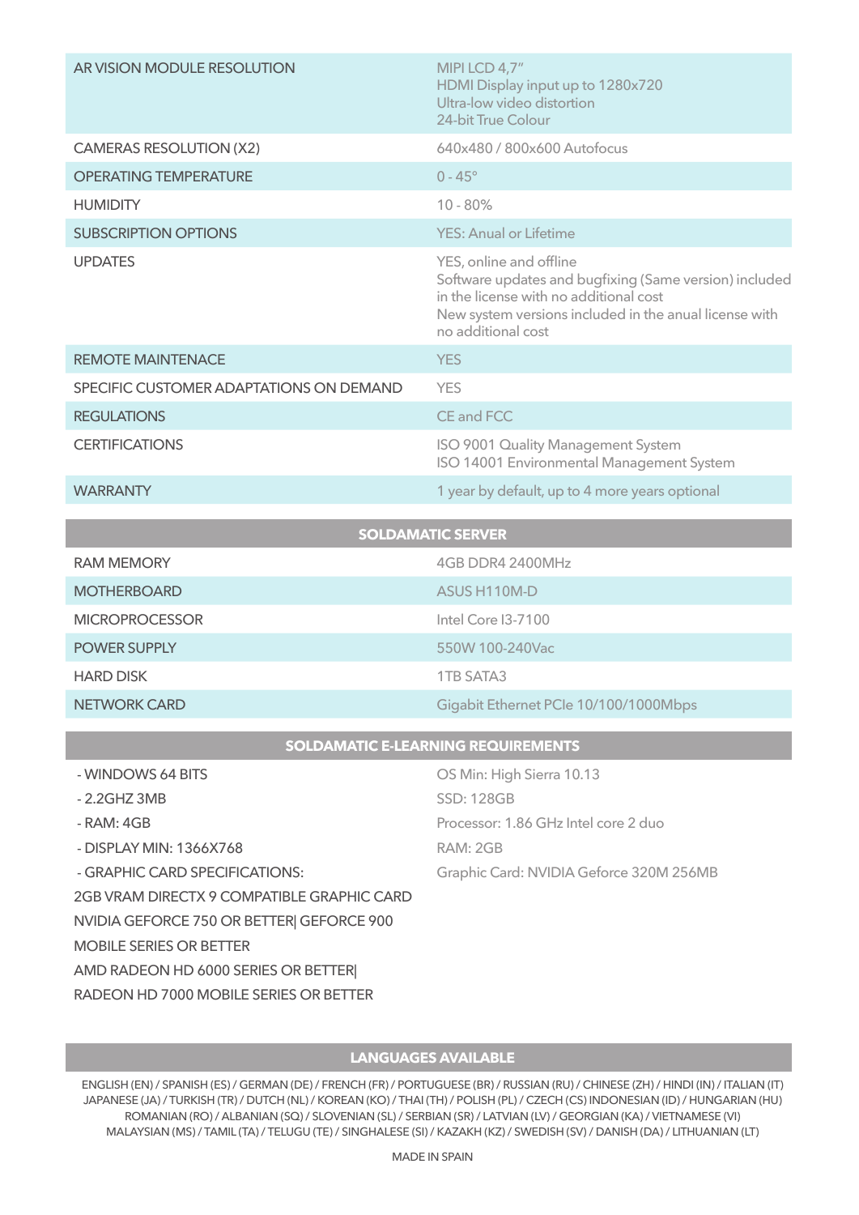| | |
|---|---|
| AR VISION MODULE RESOLUTION | MIPI LCD 4,7"<br>HDMI Display input up to 1280x720<br>Ultra-low video distortion<br>24-bit True Colour |
| CAMERAS RESOLUTION (X2) | 640x480 / 800x600 Autofocus |
| OPERATING TEMPERATURE | 0 - 45° |
| HUMIDITY | 10 - 80% |
| SUBSCRIPTION OPTIONS | YES: Anual or Lifetime |
| UPDATES | YES, online and offline<br>Software updates and bugfixing (Same version) included in the license with no additional cost<br>New system versions included in the anual license with no additional cost |
| REMOTE MAINTENACE | YES |
| SPECIFIC CUSTOMER ADAPTATIONS ON DEMAND | YES |
| REGULATIONS | CE and FCC |
| CERTIFICATIONS | ISO 9001 Quality Management System<br>ISO 14001 Environmental Management System |
| WARRANTY | 1 year by default, up to 4 more years optional |

## SOLDAMATIC SERVER

| | |
|---|---|
| RAM MEMORY | 4GB DDR4 2400MHz |
| MOTHERBOARD | ASUS H110M-D |
| MICROPROCESSOR | Intel Core I3-7100 |
| POWER SUPPLY | 550W 100-240Vac |
| HARD DISK | 1TB SATA3 |
| NETWORK CARD | Gigabit Ethernet PCIe 10/100/1000Mbps |

## SOLDAMATIC E-LEARNING REQUIREMENTS

- WINDOWS 64 BITS
- 2.2GHZ 3MB
- RAM: 4GB
- DISPLAY MIN: 1366X768
- GRAPHIC CARD SPECIFICATIONS:

2GB VRAM DIRECTX 9 COMPATIBLE GRAPHIC CARD
NVIDIA GEFORCE 750 OR BETTER| GEFORCE 900
MOBILE SERIES OR BETTER
AMD RADEON HD 6000 SERIES OR BETTER|
RADEON HD 7000 MOBILE SERIES OR BETTER

OS Min: High Sierra 10.13
SSD: 128GB
Processor: 1.86 GHz Intel core 2 duo
RAM: 2GB
Graphic Card: NVIDIA Geforce 320M 256MB

## LANGUAGES AVAILABLE

ENGLISH (EN) / SPANISH (ES) / GERMAN (DE) / FRENCH (FR) / PORTUGUESE (BR) / RUSSIAN (RU) / CHINESE (ZH) / HINDI (IN) / ITALIAN (IT) JAPANESE (JA) / TURKISH (TR) / DUTCH (NL) / KOREAN (KO) / THAI (TH) / POLISH (PL) / CZECH (CS) INDONESIAN (ID) / HUNGARIAN (HU) ROMANIAN (RO) / ALBANIAN (SQ) / SLOVENIAN (SL) / SERBIAN (SR) / LATVIAN (LV) / GEORGIAN (KA) / VIETNAMESE (VI) MALAYSIAN (MS) / TAMIL (TA) / TELUGU (TE) / SINGHALESE (SI) / KAZAKH (KZ) / SWEDISH (SV) / DANISH (DA) / LITHUANIAN (LT)

MADE IN SPAIN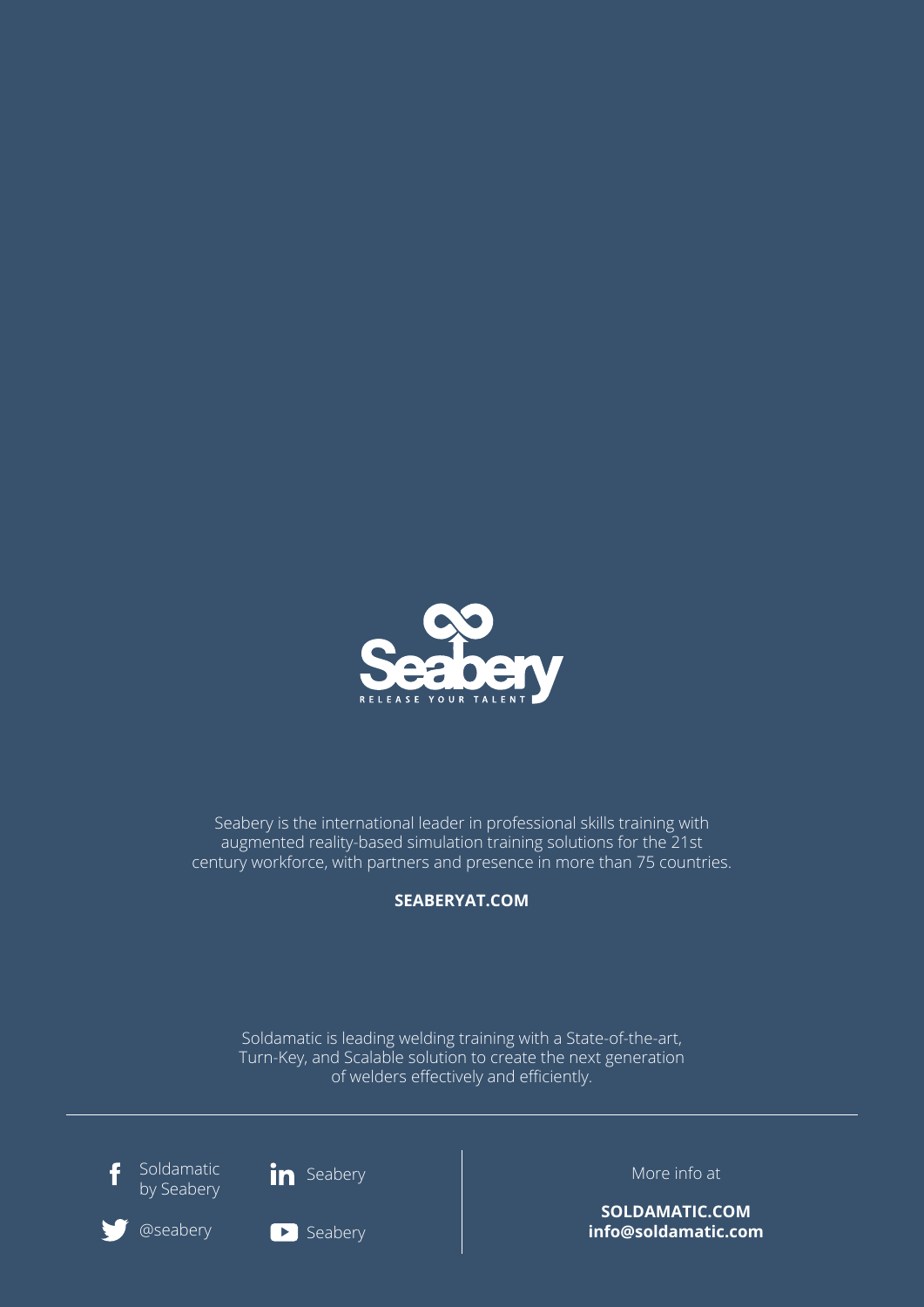Seabery

RELEASE YOUR TALENT

Seabery is the international leader in professional skills training with augmented reality-based simulation training solutions for the 21st century workforce, with partners and presence in more than 75 countries.

**SEABERYAT.COM**

Soldamatic is leading welding training with a State-of-the-art, Turn-Key, and Scalable solution to create the next generation of welders effectively and efficiently.

---

Soldamatic by Seabery

@seabery

Seabery

Seabery

More info at

**SOLDAMATIC.COM**
**info@soldamatic.com**